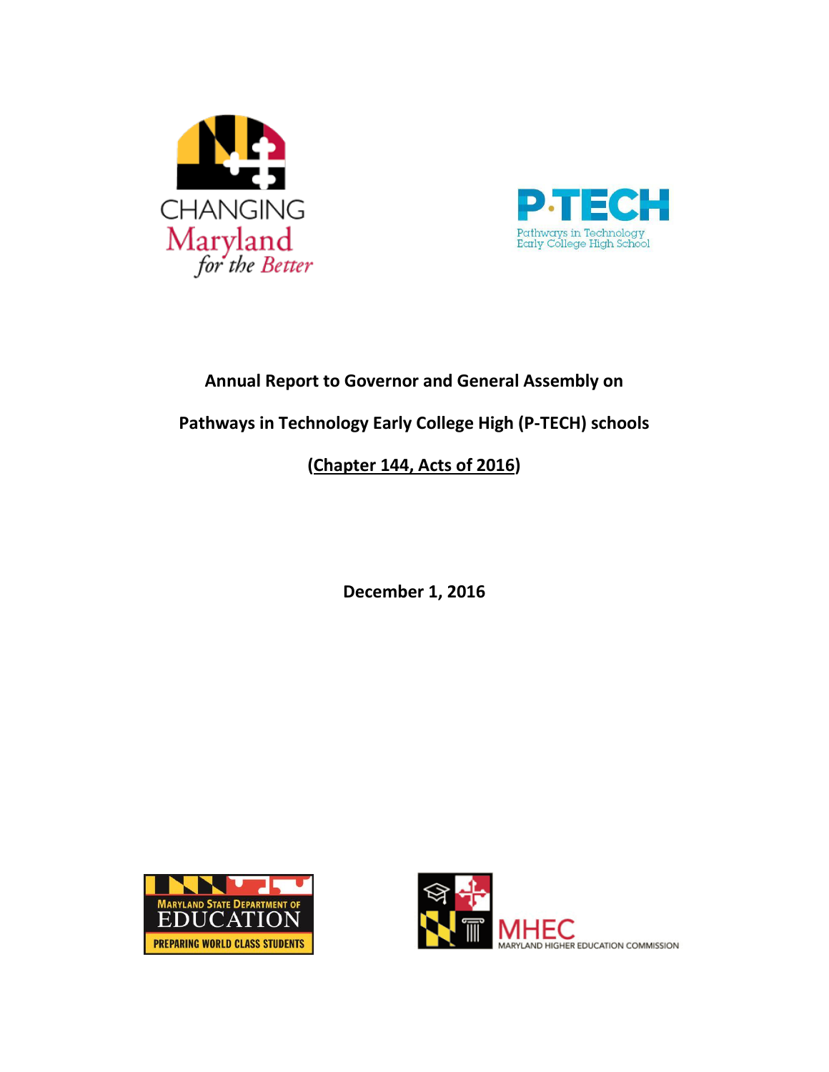**Annual Report to Governor and General Assembly on**

**Pathways in Technology Early College High (P-TECH) schools**

**(Chapter 144, Acts of 2016)**

**December 1, 2016**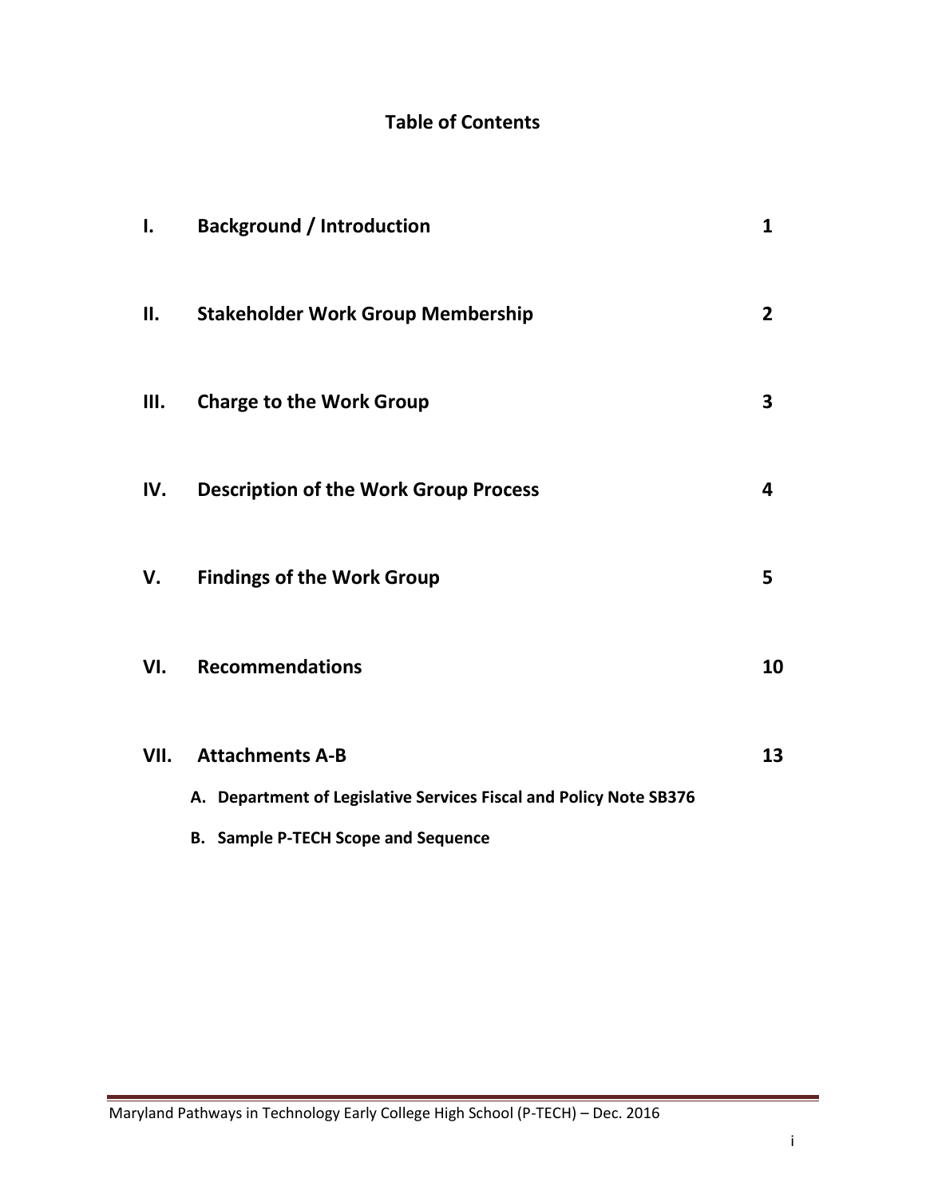# Table of Contents

| | | |
|---|---|---|
| **I.** | **Background / Introduction** | **1** |
| **II.** | **Stakeholder Work Group Membership** | **2** |
| **III.** | **Charge to the Work Group** | **3** |
| **IV.** | **Description of the Work Group Process** | **4** |
| **V.** | **Findings of the Work Group** | **5** |
| **VI.** | **Recommendations** | **10** |
| **VII.** | **Attachments A-B** | **13** |

- **A. Department of Legislative Services Fiscal and Policy Note SB376**
- **B. Sample P-TECH Scope and Sequence**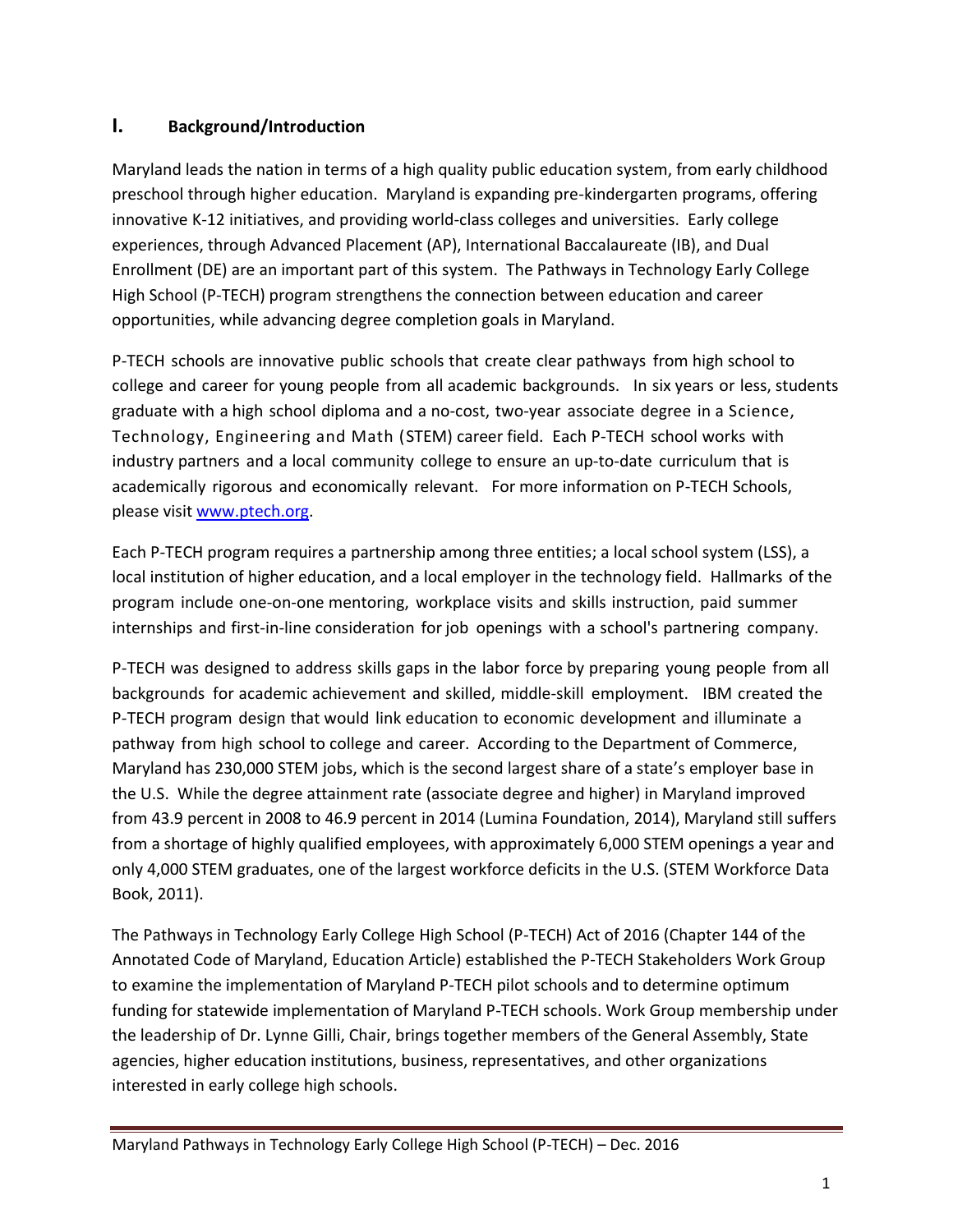## I. Background/Introduction

Maryland leads the nation in terms of a high quality public education system, from early childhood preschool through higher education. Maryland is expanding pre-kindergarten programs, offering innovative K-12 initiatives, and providing world-class colleges and universities. Early college experiences, through Advanced Placement (AP), International Baccalaureate (IB), and Dual Enrollment (DE) are an important part of this system. The Pathways in Technology Early College High School (P-TECH) program strengthens the connection between education and career opportunities, while advancing degree completion goals in Maryland.

P-TECH schools are innovative public schools that create clear pathways from high school to college and career for young people from all academic backgrounds. In six years or less, students graduate with a high school diploma and a no-cost, two-year associate degree in a Science, Technology, Engineering and Math (STEM) career field. Each P-TECH school works with industry partners and a local community college to ensure an up-to-date curriculum that is academically rigorous and economically relevant. For more information on P-TECH Schools, please visit [www.ptech.org](www.ptech.org).

Each P-TECH program requires a partnership among three entities; a local school system (LSS), a local institution of higher education, and a local employer in the technology field. Hallmarks of the program include one-on-one mentoring, workplace visits and skills instruction, paid summer internships and first-in-line consideration for job openings with a school's partnering company.

P-TECH was designed to address skills gaps in the labor force by preparing young people from all backgrounds for academic achievement and skilled, middle-skill employment. IBM created the P-TECH program design that would link education to economic development and illuminate a pathway from high school to college and career. According to the Department of Commerce, Maryland has 230,000 STEM jobs, which is the second largest share of a state's employer base in the U.S. While the degree attainment rate (associate degree and higher) in Maryland improved from 43.9 percent in 2008 to 46.9 percent in 2014 (Lumina Foundation, 2014), Maryland still suffers from a shortage of highly qualified employees, with approximately 6,000 STEM openings a year and only 4,000 STEM graduates, one of the largest workforce deficits in the U.S. (STEM Workforce Data Book, 2011).

The Pathways in Technology Early College High School (P-TECH) Act of 2016 (Chapter 144 of the Annotated Code of Maryland, Education Article) established the P-TECH Stakeholders Work Group to examine the implementation of Maryland P-TECH pilot schools and to determine optimum funding for statewide implementation of Maryland P-TECH schools. Work Group membership under the leadership of Dr. Lynne Gilli, Chair, brings together members of the General Assembly, State agencies, higher education institutions, business, representatives, and other organizations interested in early college high schools.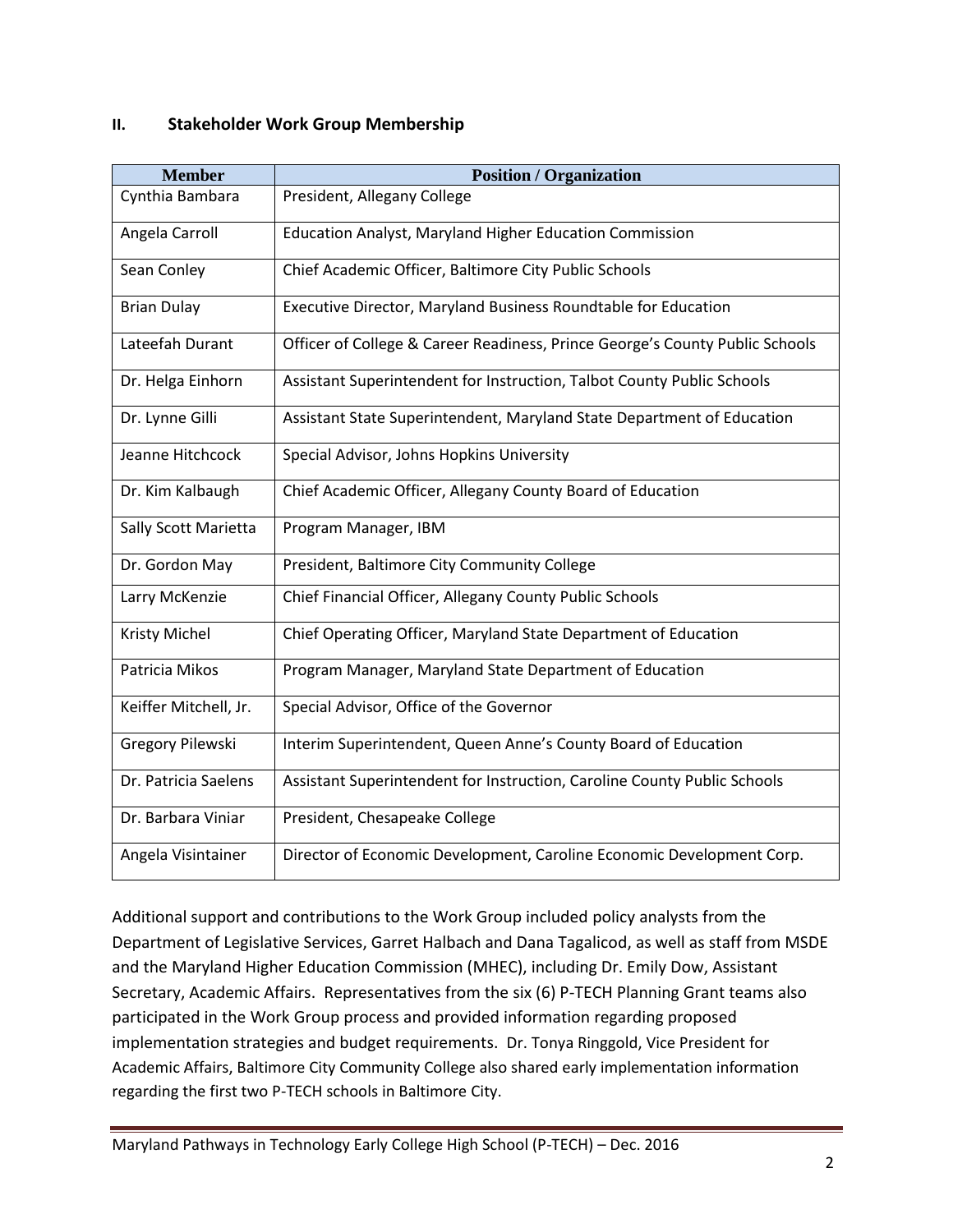## II. Stakeholder Work Group Membership

| Member | Position / Organization |
|---|---|
| Cynthia Bambara | President, Allegany College |
| Angela Carroll | Education Analyst, Maryland Higher Education Commission |
| Sean Conley | Chief Academic Officer, Baltimore City Public Schools |
| Brian Dulay | Executive Director, Maryland Business Roundtable for Education |
| Lateefah Durant | Officer of College & Career Readiness, Prince George's County Public Schools |
| Dr. Helga Einhorn | Assistant Superintendent for Instruction, Talbot County Public Schools |
| Dr. Lynne Gilli | Assistant State Superintendent, Maryland State Department of Education |
| Jeanne Hitchcock | Special Advisor, Johns Hopkins University |
| Dr. Kim Kalbaugh | Chief Academic Officer, Allegany County Board of Education |
| Sally Scott Marietta | Program Manager, IBM |
| Dr. Gordon May | President, Baltimore City Community College |
| Larry McKenzie | Chief Financial Officer, Allegany County Public Schools |
| Kristy Michel | Chief Operating Officer, Maryland State Department of Education |
| Patricia Mikos | Program Manager, Maryland State Department of Education |
| Keiffer Mitchell, Jr. | Special Advisor, Office of the Governor |
| Gregory Pilewski | Interim Superintendent, Queen Anne's County Board of Education |
| Dr. Patricia Saelens | Assistant Superintendent for Instruction, Caroline County Public Schools |
| Dr. Barbara Viniar | President, Chesapeake College |
| Angela Visintainer | Director of Economic Development, Caroline Economic Development Corp. |

Additional support and contributions to the Work Group included policy analysts from the Department of Legislative Services, Garret Halbach and Dana Tagalicod, as well as staff from MSDE and the Maryland Higher Education Commission (MHEC), including Dr. Emily Dow, Assistant Secretary, Academic Affairs. Representatives from the six (6) P-TECH Planning Grant teams also participated in the Work Group process and provided information regarding proposed implementation strategies and budget requirements. Dr. Tonya Ringgold, Vice President for Academic Affairs, Baltimore City Community College also shared early implementation information regarding the first two P-TECH schools in Baltimore City.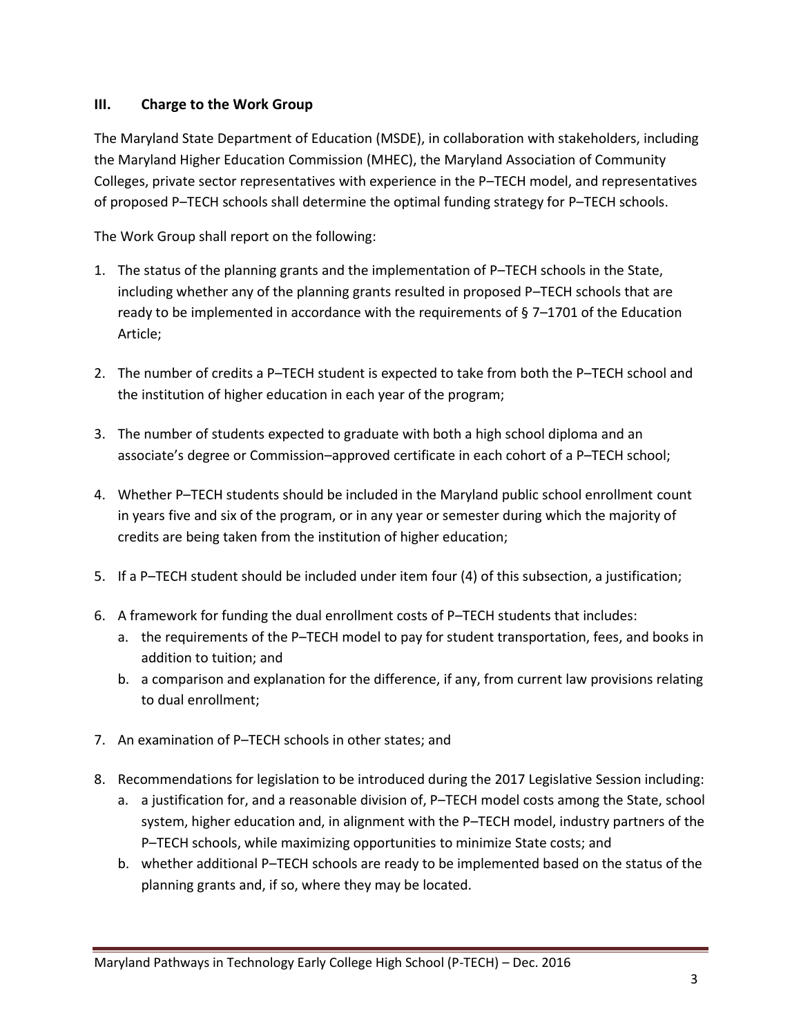## III. Charge to the Work Group

The Maryland State Department of Education (MSDE), in collaboration with stakeholders, including the Maryland Higher Education Commission (MHEC), the Maryland Association of Community Colleges, private sector representatives with experience in the P–TECH model, and representatives of proposed P–TECH schools shall determine the optimal funding strategy for P–TECH schools.

The Work Group shall report on the following:

1. The status of the planning grants and the implementation of P–TECH schools in the State, including whether any of the planning grants resulted in proposed P–TECH schools that are ready to be implemented in accordance with the requirements of § 7–1701 of the Education Article;

2. The number of credits a P–TECH student is expected to take from both the P–TECH school and the institution of higher education in each year of the program;

3. The number of students expected to graduate with both a high school diploma and an associate's degree or Commission–approved certificate in each cohort of a P–TECH school;

4. Whether P–TECH students should be included in the Maryland public school enrollment count in years five and six of the program, or in any year or semester during which the majority of credits are being taken from the institution of higher education;

5. If a P–TECH student should be included under item four (4) of this subsection, a justification;

6. A framework for funding the dual enrollment costs of P–TECH students that includes:
   a. the requirements of the P–TECH model to pay for student transportation, fees, and books in addition to tuition; and
   b. a comparison and explanation for the difference, if any, from current law provisions relating to dual enrollment;

7. An examination of P–TECH schools in other states; and

8. Recommendations for legislation to be introduced during the 2017 Legislative Session including:
   a. a justification for, and a reasonable division of, P–TECH model costs among the State, school system, higher education and, in alignment with the P–TECH model, industry partners of the P–TECH schools, while maximizing opportunities to minimize State costs; and
   b. whether additional P–TECH schools are ready to be implemented based on the status of the planning grants and, if so, where they may be located.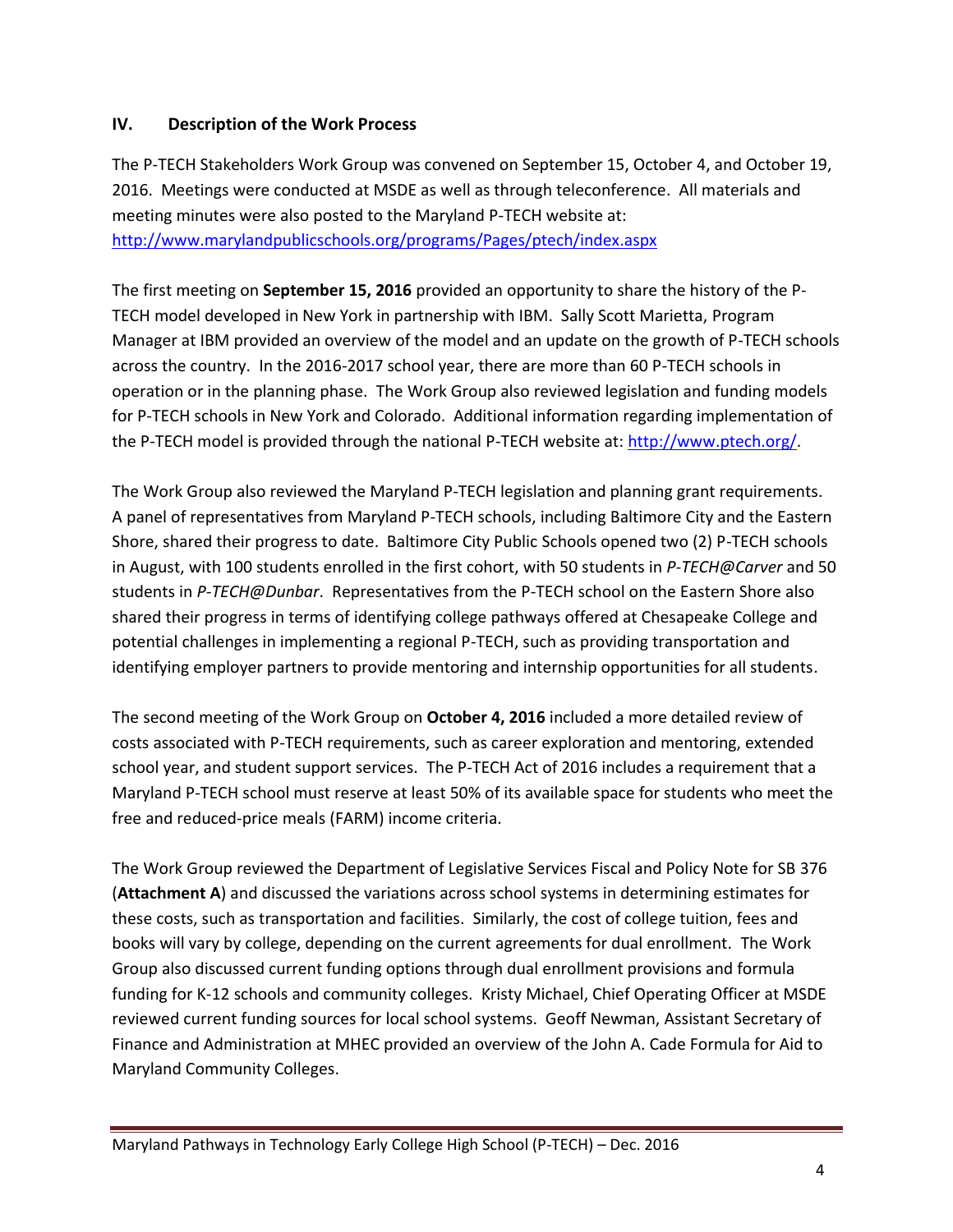## IV. Description of the Work Process

The P-TECH Stakeholders Work Group was convened on September 15, October 4, and October 19, 2016. Meetings were conducted at MSDE as well as through teleconference. All materials and meeting minutes were also posted to the Maryland P-TECH website at: http://www.marylandpublicschools.org/programs/Pages/ptech/index.aspx

The first meeting on **September 15, 2016** provided an opportunity to share the history of the P-TECH model developed in New York in partnership with IBM. Sally Scott Marietta, Program Manager at IBM provided an overview of the model and an update on the growth of P-TECH schools across the country. In the 2016-2017 school year, there are more than 60 P-TECH schools in operation or in the planning phase. The Work Group also reviewed legislation and funding models for P-TECH schools in New York and Colorado. Additional information regarding implementation of the P-TECH model is provided through the national P-TECH website at: http://www.ptech.org/.

The Work Group also reviewed the Maryland P-TECH legislation and planning grant requirements. A panel of representatives from Maryland P-TECH schools, including Baltimore City and the Eastern Shore, shared their progress to date. Baltimore City Public Schools opened two (2) P-TECH schools in August, with 100 students enrolled in the first cohort, with 50 students in *P-TECH@Carver* and 50 students in *P-TECH@Dunbar*. Representatives from the P-TECH school on the Eastern Shore also shared their progress in terms of identifying college pathways offered at Chesapeake College and potential challenges in implementing a regional P-TECH, such as providing transportation and identifying employer partners to provide mentoring and internship opportunities for all students.

The second meeting of the Work Group on **October 4, 2016** included a more detailed review of costs associated with P-TECH requirements, such as career exploration and mentoring, extended school year, and student support services. The P-TECH Act of 2016 includes a requirement that a Maryland P-TECH school must reserve at least 50% of its available space for students who meet the free and reduced-price meals (FARM) income criteria.

The Work Group reviewed the Department of Legislative Services Fiscal and Policy Note for SB 376 (**Attachment A**) and discussed the variations across school systems in determining estimates for these costs, such as transportation and facilities. Similarly, the cost of college tuition, fees and books will vary by college, depending on the current agreements for dual enrollment. The Work Group also discussed current funding options through dual enrollment provisions and formula funding for K-12 schools and community colleges. Kristy Michael, Chief Operating Officer at MSDE reviewed current funding sources for local school systems. Geoff Newman, Assistant Secretary of Finance and Administration at MHEC provided an overview of the John A. Cade Formula for Aid to Maryland Community Colleges.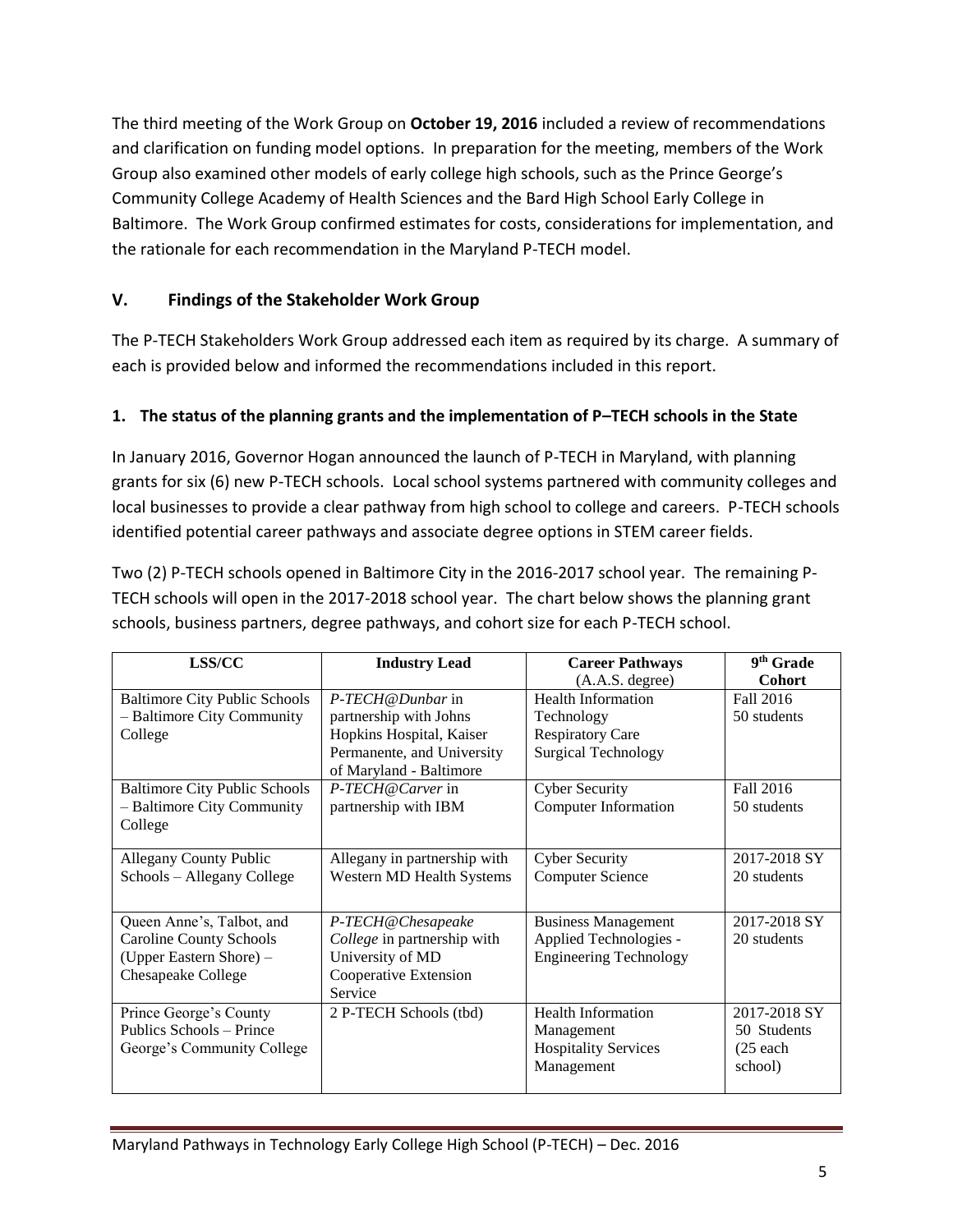The third meeting of the Work Group on **October 19, 2016** included a review of recommendations and clarification on funding model options. In preparation for the meeting, members of the Work Group also examined other models of early college high schools, such as the Prince George's Community College Academy of Health Sciences and the Bard High School Early College in Baltimore. The Work Group confirmed estimates for costs, considerations for implementation, and the rationale for each recommendation in the Maryland P-TECH model.

## V. Findings of the Stakeholder Work Group

The P-TECH Stakeholders Work Group addressed each item as required by its charge. A summary of each is provided below and informed the recommendations included in this report.

### 1. The status of the planning grants and the implementation of P–TECH schools in the State

In January 2016, Governor Hogan announced the launch of P-TECH in Maryland, with planning grants for six (6) new P-TECH schools. Local school systems partnered with community colleges and local businesses to provide a clear pathway from high school to college and careers. P-TECH schools identified potential career pathways and associate degree options in STEM career fields.

Two (2) P-TECH schools opened in Baltimore City in the 2016-2017 school year. The remaining P-TECH schools will open in the 2017-2018 school year. The chart below shows the planning grant schools, business partners, degree pathways, and cohort size for each P-TECH school.

| LSS/CC | Industry Lead | Career Pathways (A.A.S. degree) | 9th Grade Cohort |
|---|---|---|---|
| Baltimore City Public Schools – Baltimore City Community College | *P-TECH@Dunbar* in partnership with Johns Hopkins Hospital, Kaiser Permanente, and University of Maryland - Baltimore | Health Information Technology<br>Respiratory Care<br>Surgical Technology | Fall 2016<br>50 students |
| Baltimore City Public Schools – Baltimore City Community College | *P-TECH@Carver* in partnership with IBM | Cyber Security<br>Computer Information | Fall 2016<br>50 students |
| Allegany County Public Schools – Allegany College | Allegany in partnership with Western MD Health Systems | Cyber Security<br>Computer Science | 2017-2018 SY<br>20 students |
| Queen Anne's, Talbot, and Caroline County Schools (Upper Eastern Shore) – Chesapeake College | *P-TECH@Chesapeake College* in partnership with University of MD Cooperative Extension Service | Business Management<br>Applied Technologies - Engineering Technology | 2017-2018 SY<br>20 students |
| Prince George's County Publics Schools – Prince George's Community College | 2 P-TECH Schools (tbd) | Health Information Management<br>Hospitality Services Management | 2017-2018 SY<br>50 Students (25 each school) |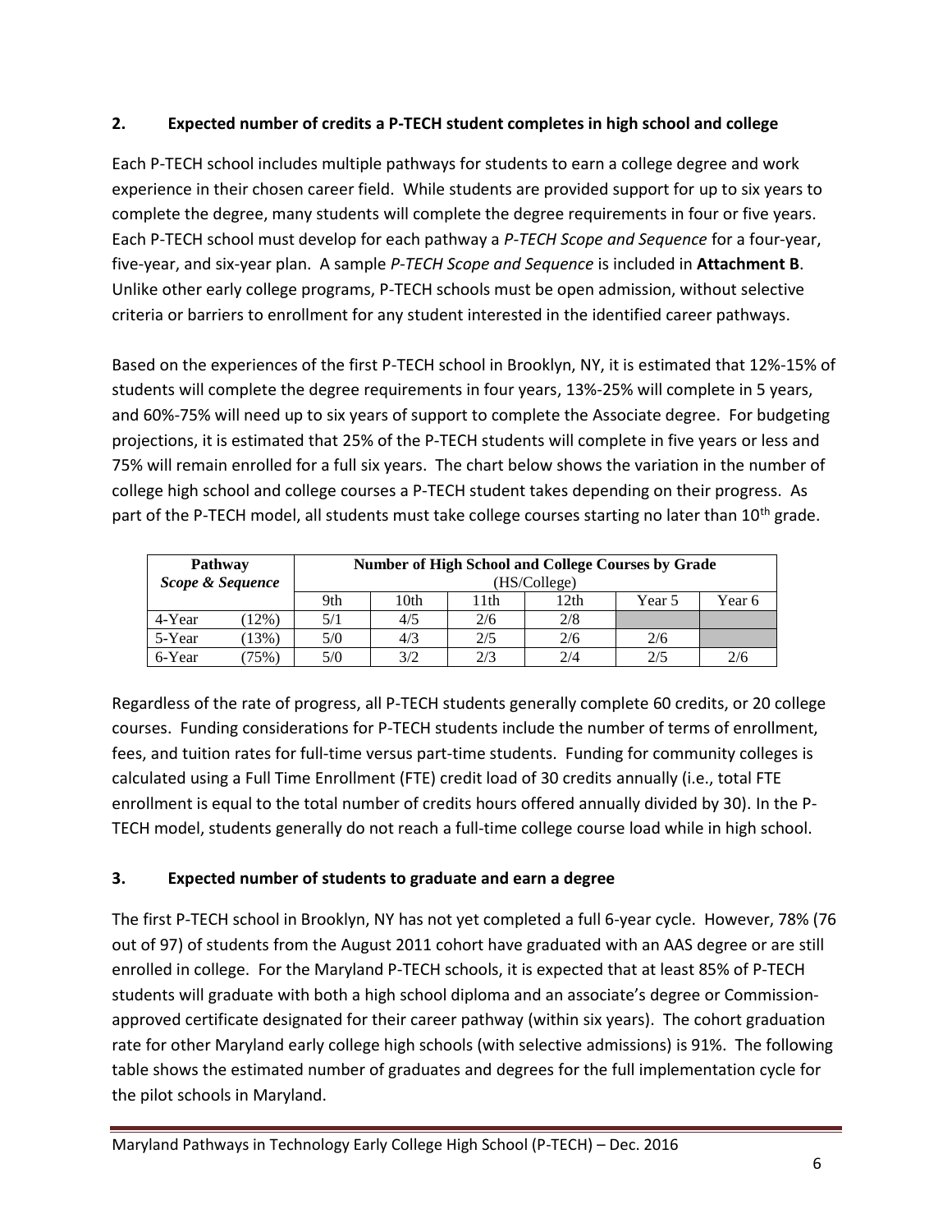## 2. Expected number of credits a P-TECH student completes in high school and college

Each P-TECH school includes multiple pathways for students to earn a college degree and work experience in their chosen career field. While students are provided support for up to six years to complete the degree, many students will complete the degree requirements in four or five years. Each P-TECH school must develop for each pathway a *P-TECH Scope and Sequence* for a four-year, five-year, and six-year plan. A sample *P-TECH Scope and Sequence* is included in **Attachment B**. Unlike other early college programs, P-TECH schools must be open admission, without selective criteria or barriers to enrollment for any student interested in the identified career pathways.

Based on the experiences of the first P-TECH school in Brooklyn, NY, it is estimated that 12%-15% of students will complete the degree requirements in four years, 13%-25% will complete in 5 years, and 60%-75% will need up to six years of support to complete the Associate degree. For budgeting projections, it is estimated that 25% of the P-TECH students will complete in five years or less and 75% will remain enrolled for a full six years. The chart below shows the variation in the number of college high school and college courses a P-TECH student takes depending on their progress. As part of the P-TECH model, all students must take college courses starting no later than 10th grade.

| **Pathway** *Scope & Sequence* | | **Number of High School and College Courses by Grade** (HS/College) | | | | | |
|---|---|---|---|---|---|---|---|
| | | 9th | 10th | 11th | 12th | Year 5 | Year 6 |
| 4-Year | (12%) | 5/1 | 4/5 | 2/6 | 2/8 | | |
| 5-Year | (13%) | 5/0 | 4/3 | 2/5 | 2/6 | 2/6 | |
| 6-Year | (75%) | 5/0 | 3/2 | 2/3 | 2/4 | 2/5 | 2/6 |

Regardless of the rate of progress, all P-TECH students generally complete 60 credits, or 20 college courses. Funding considerations for P-TECH students include the number of terms of enrollment, fees, and tuition rates for full-time versus part-time students. Funding for community colleges is calculated using a Full Time Enrollment (FTE) credit load of 30 credits annually (i.e., total FTE enrollment is equal to the total number of credits hours offered annually divided by 30). In the P-TECH model, students generally do not reach a full-time college course load while in high school.

## 3. Expected number of students to graduate and earn a degree

The first P-TECH school in Brooklyn, NY has not yet completed a full 6-year cycle. However, 78% (76 out of 97) of students from the August 2011 cohort have graduated with an AAS degree or are still enrolled in college. For the Maryland P-TECH schools, it is expected that at least 85% of P-TECH students will graduate with both a high school diploma and an associate's degree or Commission-approved certificate designated for their career pathway (within six years). The cohort graduation rate for other Maryland early college high schools (with selective admissions) is 91%. The following table shows the estimated number of graduates and degrees for the full implementation cycle for the pilot schools in Maryland.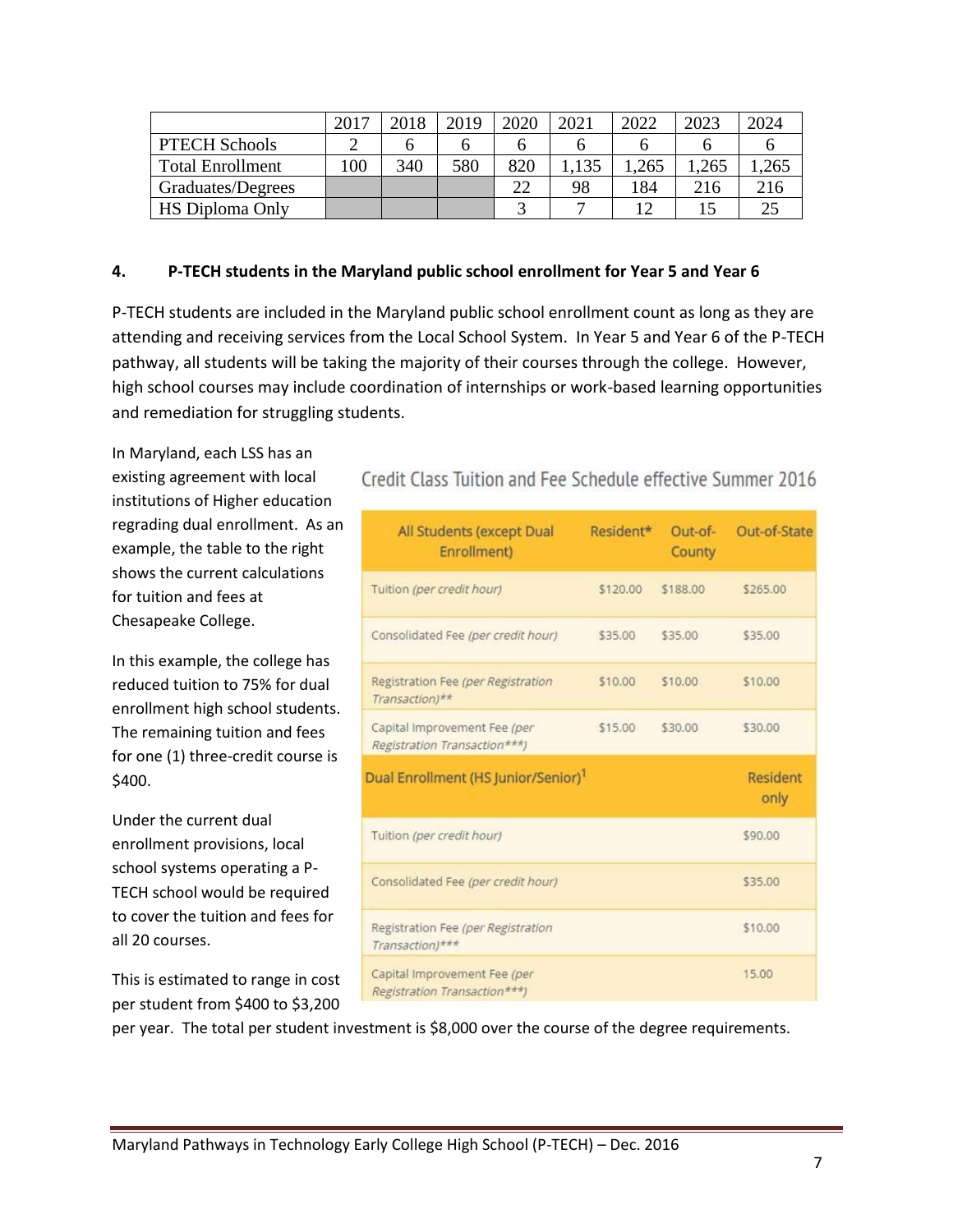| | 2017 | 2018 | 2019 | 2020 | 2021 | 2022 | 2023 | 2024 |
|---|---|---|---|---|---|---|---|---|
| PTECH Schools | 2 | 6 | 6 | 6 | 6 | 6 | 6 | 6 |
| Total Enrollment | 100 | 340 | 580 | 820 | 1,135 | 1,265 | 1,265 | 1,265 |
| Graduates/Degrees | | | | 22 | 98 | 184 | 216 | 216 |
| HS Diploma Only | | | | 3 | 7 | 12 | 15 | 25 |

**4. P-TECH students in the Maryland public school enrollment for Year 5 and Year 6**

P-TECH students are included in the Maryland public school enrollment count as long as they are attending and receiving services from the Local School System. In Year 5 and Year 6 of the P-TECH pathway, all students will be taking the majority of their courses through the college. However, high school courses may include coordination of internships or work-based learning opportunities and remediation for struggling students.

In Maryland, each LSS has an existing agreement with local institutions of Higher education regrading dual enrollment. As an example, the table to the right shows the current calculations for tuition and fees at Chesapeake College.

Credit Class Tuition and Fee Schedule effective Summer 2016

| All Students (except Dual Enrollment) | Resident* | Out-of-County | Out-of-State |
|---|---|---|---|
| Tuition *(per credit hour)* | $120.00 | $188.00 | $265.00 |
| Consolidated Fee *(per credit hour)* | $35.00 | $35.00 | $35.00 |
| Registration Fee *(per Registration Transaction)\*\** | $10.00 | $10.00 | $10.00 |
| Capital Improvement Fee *(per Registration Transaction\*\*\*)* | $15.00 | $30.00 | $30.00 |
| Dual Enrollment (HS Junior/Senior)[1] | | | Resident only |
| Tuition *(per credit hour)* | | | $90.00 |
| Consolidated Fee *(per credit hour)* | | | $35.00 |
| Registration Fee *(per Registration Transaction)\*\*\** | | | $10.00 |
| Capital Improvement Fee *(per Registration Transaction\*\*\*)* | | | 15.00 |

In this example, the college has reduced tuition to 75% for dual enrollment high school students. The remaining tuition and fees for one (1) three-credit course is $400.

Under the current dual enrollment provisions, local school systems operating a P-TECH school would be required to cover the tuition and fees for all 20 courses.

This is estimated to range in cost per student from $400 to $3,200 per year. The total per student investment is $8,000 over the course of the degree requirements.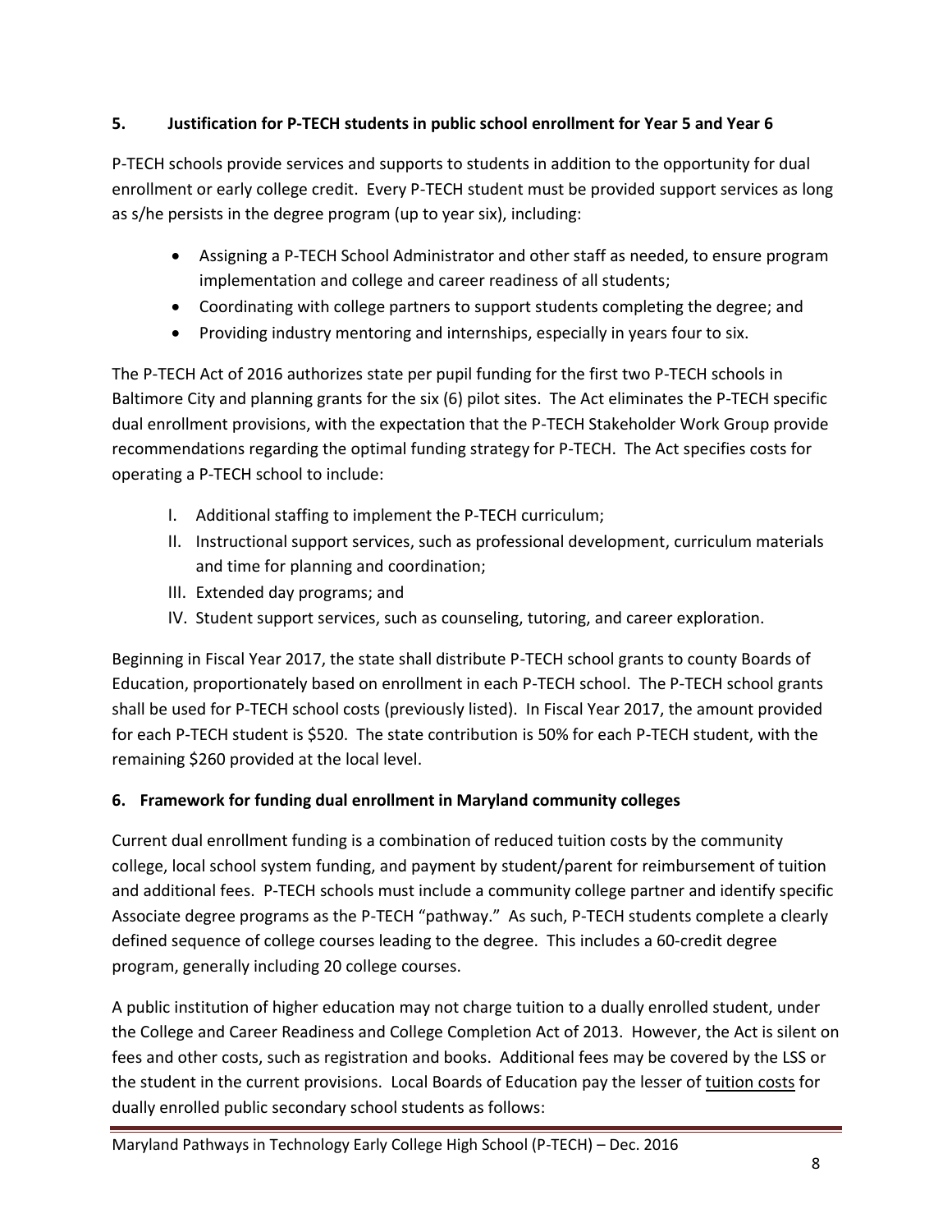## 5. Justification for P-TECH students in public school enrollment for Year 5 and Year 6

P-TECH schools provide services and supports to students in addition to the opportunity for dual enrollment or early college credit. Every P-TECH student must be provided support services as long as s/he persists in the degree program (up to year six), including:

- Assigning a P-TECH School Administrator and other staff as needed, to ensure program implementation and college and career readiness of all students;
- Coordinating with college partners to support students completing the degree; and
- Providing industry mentoring and internships, especially in years four to six.

The P-TECH Act of 2016 authorizes state per pupil funding for the first two P-TECH schools in Baltimore City and planning grants for the six (6) pilot sites. The Act eliminates the P-TECH specific dual enrollment provisions, with the expectation that the P-TECH Stakeholder Work Group provide recommendations regarding the optimal funding strategy for P-TECH. The Act specifies costs for operating a P-TECH school to include:

I. Additional staffing to implement the P-TECH curriculum;
II. Instructional support services, such as professional development, curriculum materials and time for planning and coordination;
III. Extended day programs; and
IV. Student support services, such as counseling, tutoring, and career exploration.

Beginning in Fiscal Year 2017, the state shall distribute P-TECH school grants to county Boards of Education, proportionately based on enrollment in each P-TECH school. The P-TECH school grants shall be used for P-TECH school costs (previously listed). In Fiscal Year 2017, the amount provided for each P-TECH student is $520. The state contribution is 50% for each P-TECH student, with the remaining $260 provided at the local level.

## 6. Framework for funding dual enrollment in Maryland community colleges

Current dual enrollment funding is a combination of reduced tuition costs by the community college, local school system funding, and payment by student/parent for reimbursement of tuition and additional fees. P-TECH schools must include a community college partner and identify specific Associate degree programs as the P-TECH "pathway." As such, P-TECH students complete a clearly defined sequence of college courses leading to the degree. This includes a 60-credit degree program, generally including 20 college courses.

A public institution of higher education may not charge tuition to a dually enrolled student, under the College and Career Readiness and College Completion Act of 2013. However, the Act is silent on fees and other costs, such as registration and books. Additional fees may be covered by the LSS or the student in the current provisions. Local Boards of Education pay the lesser of tuition costs for dually enrolled public secondary school students as follows: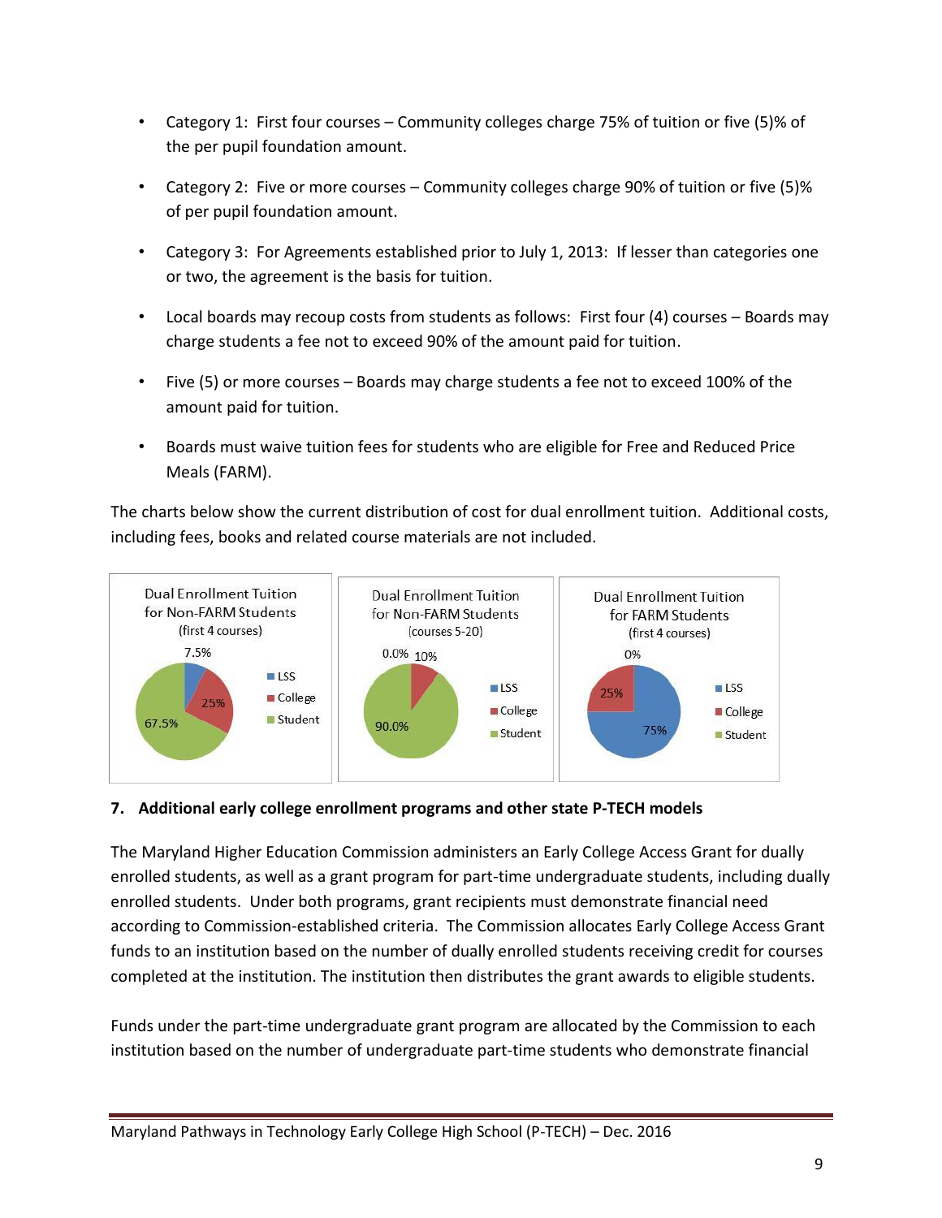- Category 1: First four courses – Community colleges charge 75% of tuition or five (5)% of the per pupil foundation amount.
- Category 2: Five or more courses – Community colleges charge 90% of tuition or five (5)% of per pupil foundation amount.
- Category 3: For Agreements established prior to July 1, 2013: If lesser than categories one or two, the agreement is the basis for tuition.
- Local boards may recoup costs from students as follows: First four (4) courses – Boards may charge students a fee not to exceed 90% of the amount paid for tuition.
- Five (5) or more courses – Boards may charge students a fee not to exceed 100% of the amount paid for tuition.
- Boards must waive tuition fees for students who are eligible for Free and Reduced Price Meals (FARM).

The charts below show the current distribution of cost for dual enrollment tuition. Additional costs, including fees, books and related course materials are not included.

Dual Enrollment Tuition for Non-FARM Students (first 4 courses)

| | Share |
|---|---|
| LSS | 7.5% |
| College | 25% |
| Student | 67.5% |

Dual Enrollment Tuition for Non-FARM Students (courses 5-20)

| | Share |
|---|---|
| LSS | 0.0% |
| College | 10% |
| Student | 90.0% |

Dual Enrollment Tuition for FARM Students (first 4 courses)

| | Share |
|---|---|
| LSS | 75% |
| College | 25% |
| Student | 0% |

**7. Additional early college enrollment programs and other state P-TECH models**

The Maryland Higher Education Commission administers an Early College Access Grant for dually enrolled students, as well as a grant program for part-time undergraduate students, including dually enrolled students. Under both programs, grant recipients must demonstrate financial need according to Commission-established criteria. The Commission allocates Early College Access Grant funds to an institution based on the number of dually enrolled students receiving credit for courses completed at the institution. The institution then distributes the grant awards to eligible students.

Funds under the part-time undergraduate grant program are allocated by the Commission to each institution based on the number of undergraduate part-time students who demonstrate financial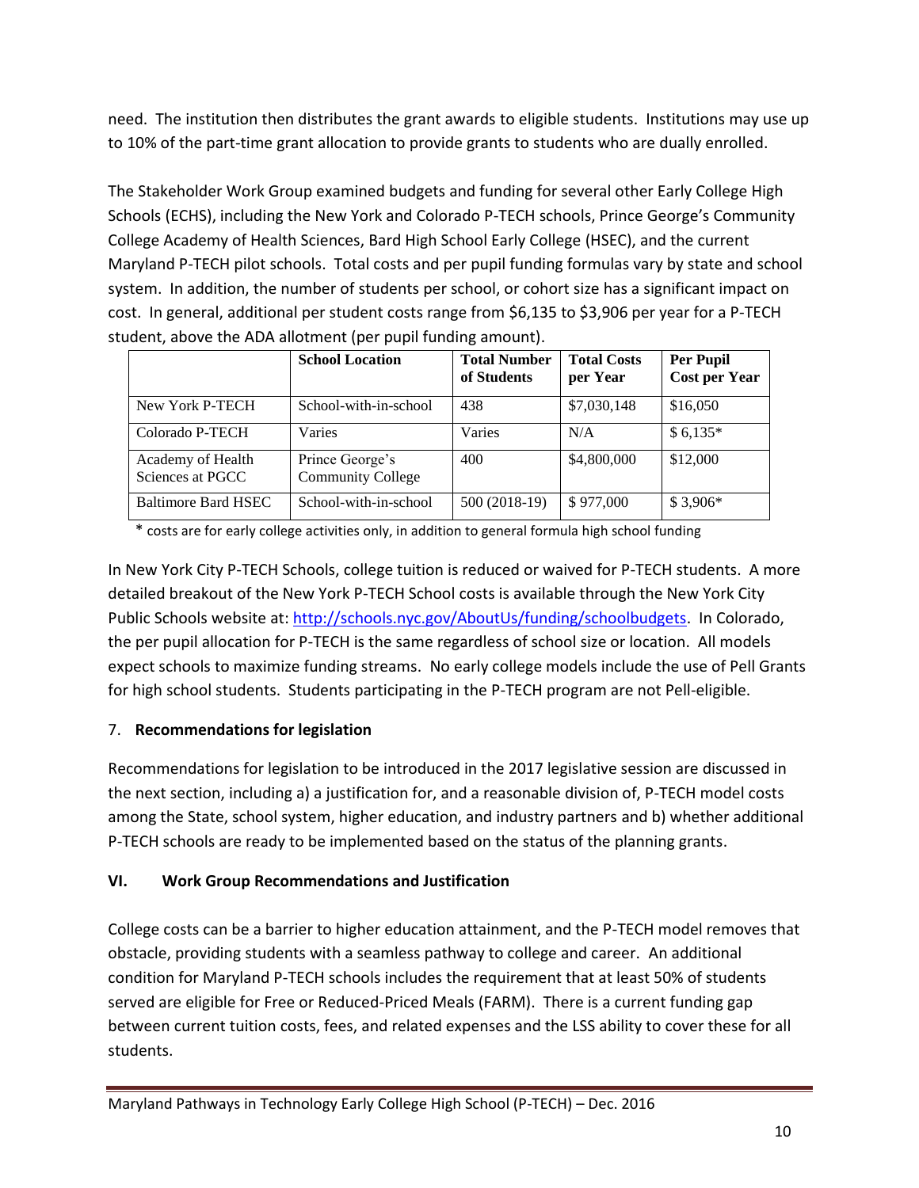need. The institution then distributes the grant awards to eligible students. Institutions may use up to 10% of the part-time grant allocation to provide grants to students who are dually enrolled.

The Stakeholder Work Group examined budgets and funding for several other Early College High Schools (ECHS), including the New York and Colorado P-TECH schools, Prince George's Community College Academy of Health Sciences, Bard High School Early College (HSEC), and the current Maryland P-TECH pilot schools. Total costs and per pupil funding formulas vary by state and school system. In addition, the number of students per school, or cohort size has a significant impact on cost. In general, additional per student costs range from $6,135 to $3,906 per year for a P-TECH student, above the ADA allotment (per pupil funding amount).

| | School Location | Total Number of Students | Total Costs per Year | Per Pupil Cost per Year |
|---|---|---|---|---|
| New York P-TECH | School-with-in-school | 438 | $7,030,148 | $16,050 |
| Colorado P-TECH | Varies | Varies | N/A | $ 6,135* |
| Academy of Health Sciences at PGCC | Prince George's Community College | 400 | $4,800,000 | $12,000 |
| Baltimore Bard HSEC | School-with-in-school | 500 (2018-19) | $ 977,000 | $ 3,906* |

\* costs are for early college activities only, in addition to general formula high school funding

In New York City P-TECH Schools, college tuition is reduced or waived for P-TECH students. A more detailed breakout of the New York P-TECH School costs is available through the New York City Public Schools website at: http://schools.nyc.gov/AboutUs/funding/schoolbudgets. In Colorado, the per pupil allocation for P-TECH is the same regardless of school size or location. All models expect schools to maximize funding streams. No early college models include the use of Pell Grants for high school students. Students participating in the P-TECH program are not Pell-eligible.

7. **Recommendations for legislation**

Recommendations for legislation to be introduced in the 2017 legislative session are discussed in the next section, including a) a justification for, and a reasonable division of, P-TECH model costs among the State, school system, higher education, and industry partners and b) whether additional P-TECH schools are ready to be implemented based on the status of the planning grants.

## VI. Work Group Recommendations and Justification

College costs can be a barrier to higher education attainment, and the P-TECH model removes that obstacle, providing students with a seamless pathway to college and career. An additional condition for Maryland P-TECH schools includes the requirement that at least 50% of students served are eligible for Free or Reduced-Priced Meals (FARM). There is a current funding gap between current tuition costs, fees, and related expenses and the LSS ability to cover these for all students.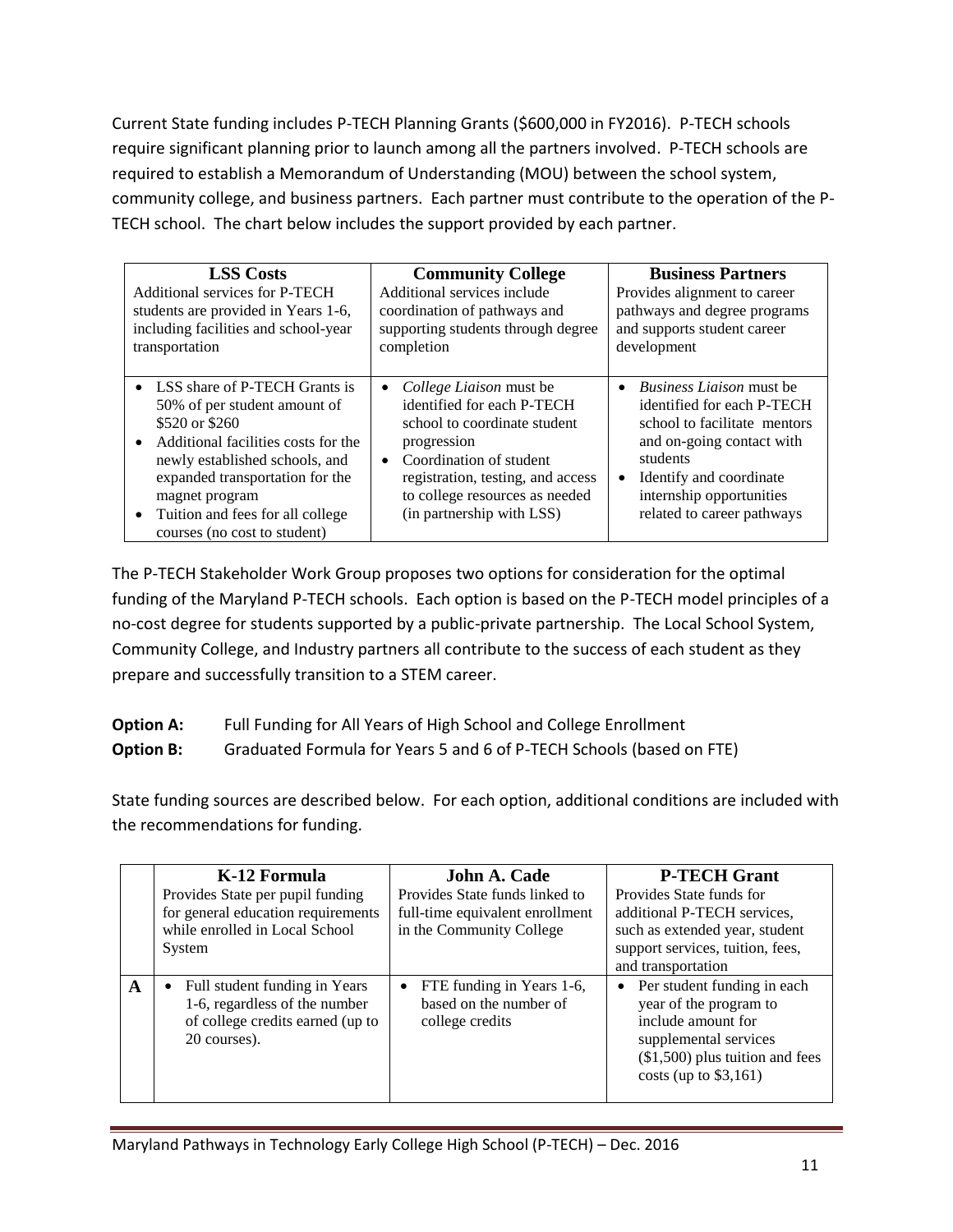Current State funding includes P-TECH Planning Grants ($600,000 in FY2016). P-TECH schools require significant planning prior to launch among all the partners involved. P-TECH schools are required to establish a Memorandum of Understanding (MOU) between the school system, community college, and business partners. Each partner must contribute to the operation of the P-TECH school. The chart below includes the support provided by each partner.

| **LSS Costs**<br>Additional services for P-TECH students are provided in Years 1-6, including facilities and school-year transportation | **Community College**<br>Additional services include coordination of pathways and supporting students through degree completion | **Business Partners**<br>Provides alignment to career pathways and degree programs and supports student career development |
|---|---|---|
| • LSS share of P-TECH Grants is 50% of per student amount of $520 or $260<br>• Additional facilities costs for the newly established schools, and expanded transportation for the magnet program<br>• Tuition and fees for all college courses (no cost to student) | • *College Liaison* must be identified for each P-TECH school to coordinate student progression<br>• Coordination of student registration, testing, and access to college resources as needed (in partnership with LSS) | • *Business Liaison* must be identified for each P-TECH school to facilitate mentors and on-going contact with students<br>• Identify and coordinate internship opportunities related to career pathways |

The P-TECH Stakeholder Work Group proposes two options for consideration for the optimal funding of the Maryland P-TECH schools. Each option is based on the P-TECH model principles of a no-cost degree for students supported by a public-private partnership. The Local School System, Community College, and Industry partners all contribute to the success of each student as they prepare and successfully transition to a STEM career.

**Option A:** Full Funding for All Years of High School and College Enrollment

**Option B:** Graduated Formula for Years 5 and 6 of P-TECH Schools (based on FTE)

State funding sources are described below. For each option, additional conditions are included with the recommendations for funding.

| | **K-12 Formula**<br>Provides State per pupil funding for general education requirements while enrolled in Local School System | **John A. Cade**<br>Provides State funds linked to full-time equivalent enrollment in the Community College | **P-TECH Grant**<br>Provides State funds for additional P-TECH services, such as extended year, student support services, tuition, fees, and transportation |
|---|---|---|---|
| **A** | • Full student funding in Years 1-6, regardless of the number of college credits earned (up to 20 courses). | • FTE funding in Years 1-6, based on the number of college credits | • Per student funding in each year of the program to include amount for supplemental services ($1,500) plus tuition and fees costs (up to $3,161) |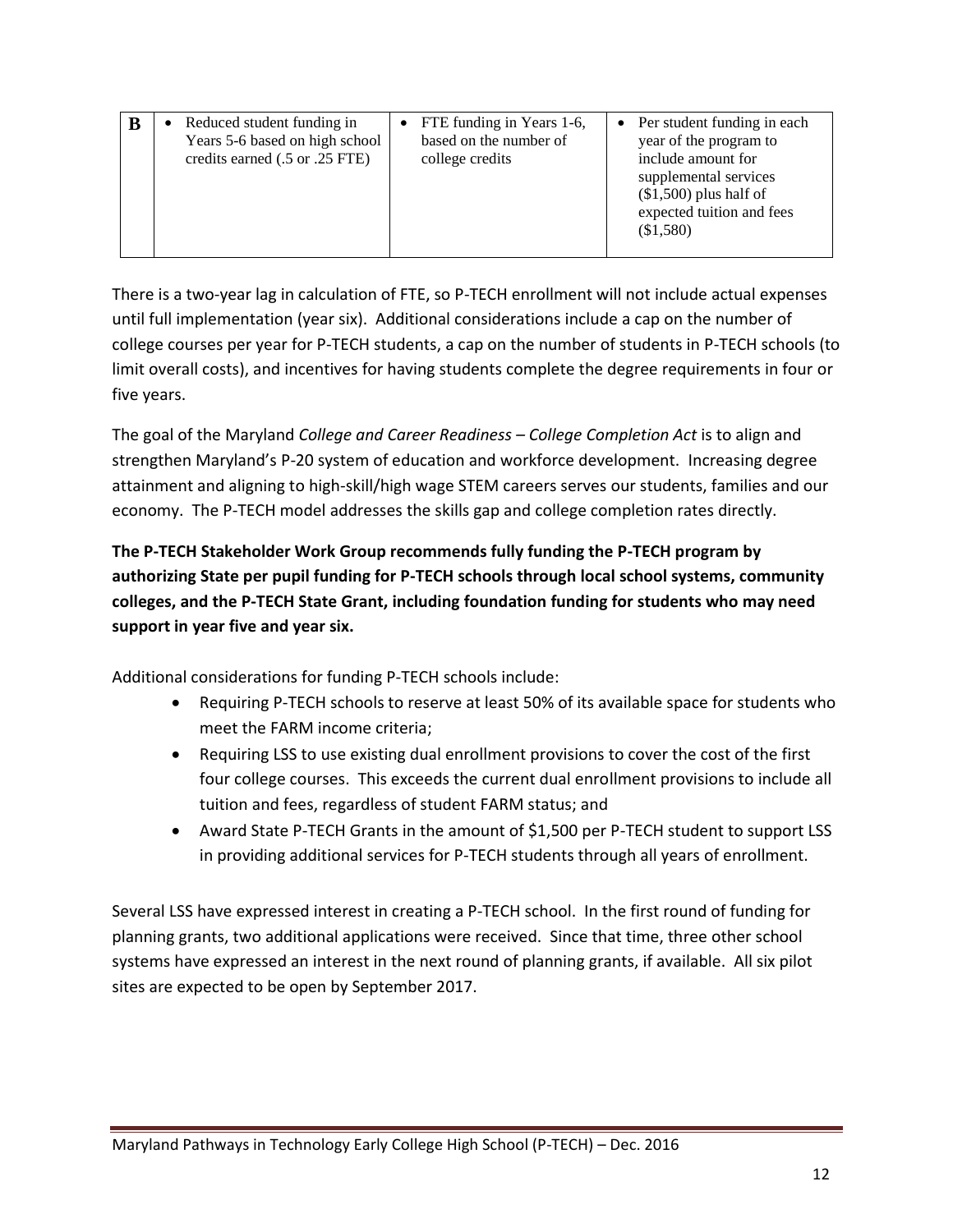| B | • Reduced student funding in Years 5-6 based on high school credits earned (.5 or .25 FTE) | • FTE funding in Years 1-6, based on the number of college credits | • Per student funding in each year of the program to include amount for supplemental services ($1,500) plus half of expected tuition and fees ($1,580) |
|---|---|---|---|

There is a two-year lag in calculation of FTE, so P-TECH enrollment will not include actual expenses until full implementation (year six). Additional considerations include a cap on the number of college courses per year for P-TECH students, a cap on the number of students in P-TECH schools (to limit overall costs), and incentives for having students complete the degree requirements in four or five years.

The goal of the Maryland *College and Career Readiness – College Completion Act* is to align and strengthen Maryland's P-20 system of education and workforce development. Increasing degree attainment and aligning to high-skill/high wage STEM careers serves our students, families and our economy. The P-TECH model addresses the skills gap and college completion rates directly.

**The P-TECH Stakeholder Work Group recommends fully funding the P-TECH program by authorizing State per pupil funding for P-TECH schools through local school systems, community colleges, and the P-TECH State Grant, including foundation funding for students who may need support in year five and year six.**

Additional considerations for funding P-TECH schools include:

- Requiring P-TECH schools to reserve at least 50% of its available space for students who meet the FARM income criteria;
- Requiring LSS to use existing dual enrollment provisions to cover the cost of the first four college courses. This exceeds the current dual enrollment provisions to include all tuition and fees, regardless of student FARM status; and
- Award State P-TECH Grants in the amount of $1,500 per P-TECH student to support LSS in providing additional services for P-TECH students through all years of enrollment.

Several LSS have expressed interest in creating a P-TECH school. In the first round of funding for planning grants, two additional applications were received. Since that time, three other school systems have expressed an interest in the next round of planning grants, if available. All six pilot sites are expected to be open by September 2017.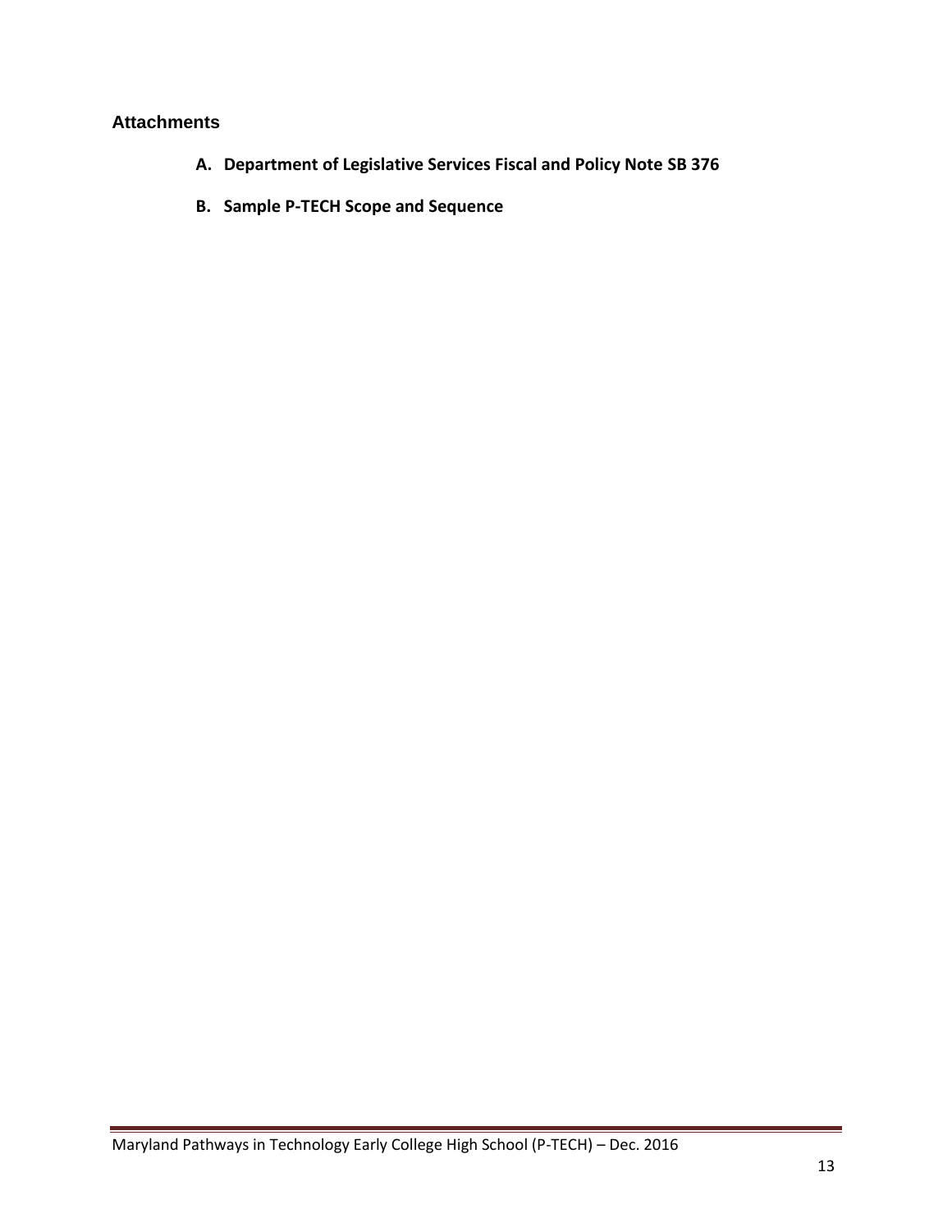## Attachments

**A. Department of Legislative Services Fiscal and Policy Note SB 376**

**B. Sample P-TECH Scope and Sequence**